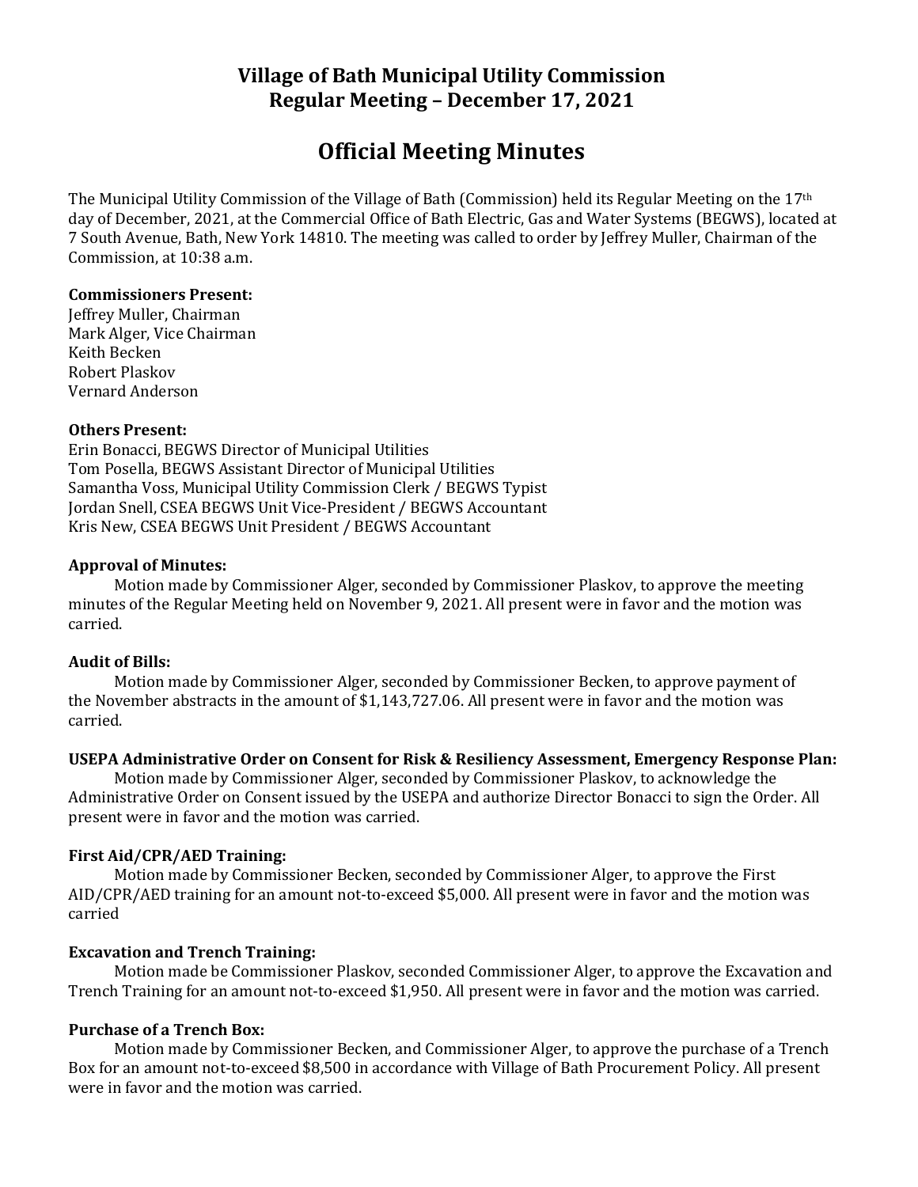# Village of Bath Municipal Utility Commission
## Regular Meeting – December 17, 2021

# Official Meeting Minutes

The Municipal Utility Commission of the Village of Bath (Commission) held its Regular Meeting on the 17th day of December, 2021, at the Commercial Office of Bath Electric, Gas and Water Systems (BEGWS), located at 7 South Avenue, Bath, New York 14810. The meeting was called to order by Jeffrey Muller, Chairman of the Commission, at 10:38 a.m.

**Commissioners Present:**
Jeffrey Muller, Chairman
Mark Alger, Vice Chairman
Keith Becken
Robert Plaskov
Vernard Anderson

**Others Present:**
Erin Bonacci, BEGWS Director of Municipal Utilities
Tom Posella, BEGWS Assistant Director of Municipal Utilities
Samantha Voss, Municipal Utility Commission Clerk / BEGWS Typist
Jordan Snell, CSEA BEGWS Unit Vice-President / BEGWS Accountant
Kris New, CSEA BEGWS Unit President / BEGWS Accountant

**Approval of Minutes:**

Motion made by Commissioner Alger, seconded by Commissioner Plaskov, to approve the meeting minutes of the Regular Meeting held on November 9, 2021. All present were in favor and the motion was carried.

**Audit of Bills:**

Motion made by Commissioner Alger, seconded by Commissioner Becken, to approve payment of the November abstracts in the amount of $1,143,727.06. All present were in favor and the motion was carried.

**USEPA Administrative Order on Consent for Risk & Resiliency Assessment, Emergency Response Plan:**

Motion made by Commissioner Alger, seconded by Commissioner Plaskov, to acknowledge the Administrative Order on Consent issued by the USEPA and authorize Director Bonacci to sign the Order. All present were in favor and the motion was carried.

**First Aid/CPR/AED Training:**

Motion made by Commissioner Becken, seconded by Commissioner Alger, to approve the First AID/CPR/AED training for an amount not-to-exceed $5,000. All present were in favor and the motion was carried

**Excavation and Trench Training:**

Motion made be Commissioner Plaskov, seconded Commissioner Alger, to approve the Excavation and Trench Training for an amount not-to-exceed $1,950. All present were in favor and the motion was carried.

**Purchase of a Trench Box:**

Motion made by Commissioner Becken, and Commissioner Alger, to approve the purchase of a Trench Box for an amount not-to-exceed $8,500 in accordance with Village of Bath Procurement Policy. All present were in favor and the motion was carried.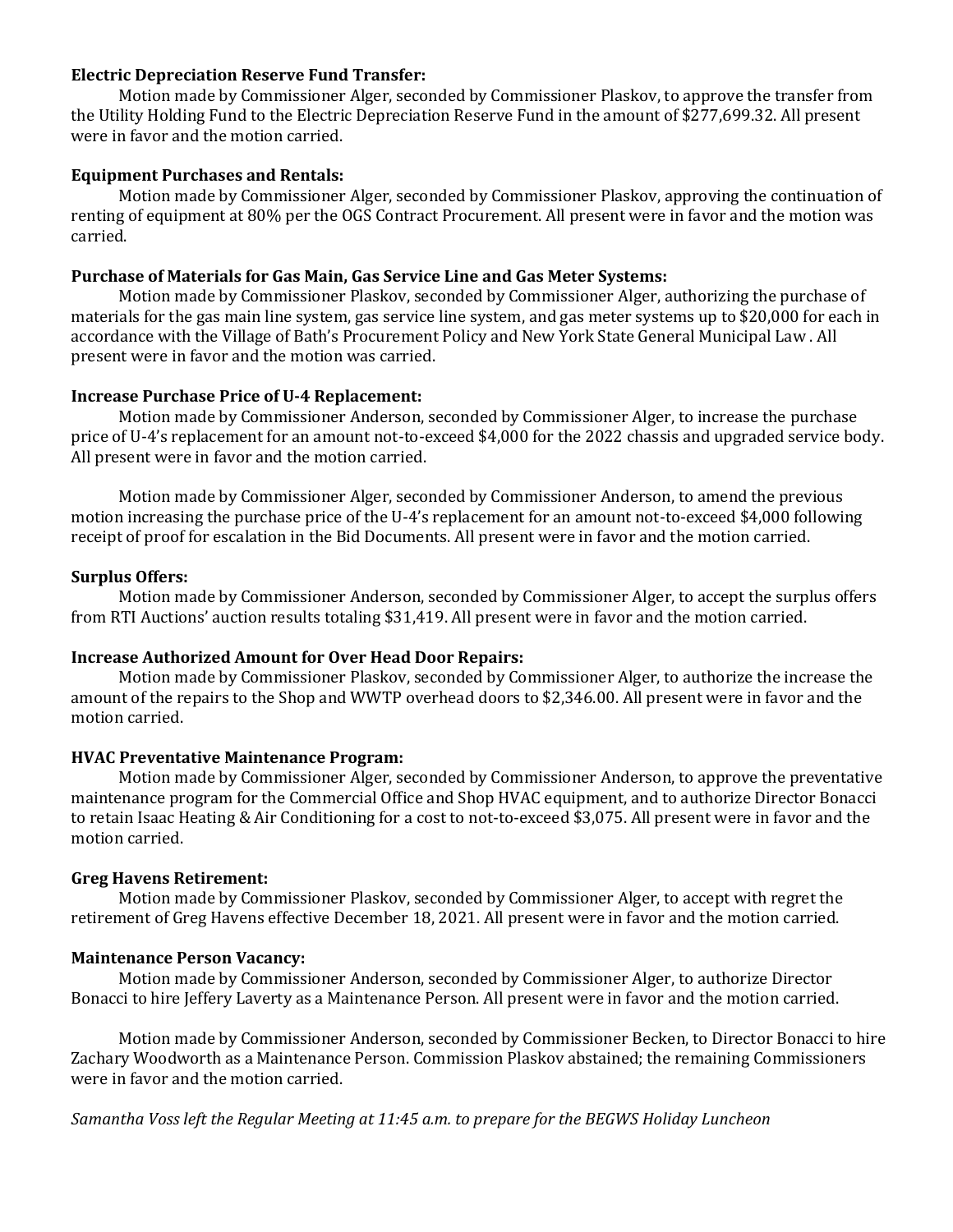**Electric Depreciation Reserve Fund Transfer:**

Motion made by Commissioner Alger, seconded by Commissioner Plaskov, to approve the transfer from the Utility Holding Fund to the Electric Depreciation Reserve Fund in the amount of $277,699.32. All present were in favor and the motion carried.

**Equipment Purchases and Rentals:**

Motion made by Commissioner Alger, seconded by Commissioner Plaskov, approving the continuation of renting of equipment at 80% per the OGS Contract Procurement. All present were in favor and the motion was carried.

**Purchase of Materials for Gas Main, Gas Service Line and Gas Meter Systems:**

Motion made by Commissioner Plaskov, seconded by Commissioner Alger, authorizing the purchase of materials for the gas main line system, gas service line system, and gas meter systems up to $20,000 for each in accordance with the Village of Bath's Procurement Policy and New York State General Municipal Law . All present were in favor and the motion was carried.

**Increase Purchase Price of U-4 Replacement:**

Motion made by Commissioner Anderson, seconded by Commissioner Alger, to increase the purchase price of U-4's replacement for an amount not-to-exceed $4,000 for the 2022 chassis and upgraded service body. All present were in favor and the motion carried.

Motion made by Commissioner Alger, seconded by Commissioner Anderson, to amend the previous motion increasing the purchase price of the U-4's replacement for an amount not-to-exceed $4,000 following receipt of proof for escalation in the Bid Documents. All present were in favor and the motion carried.

**Surplus Offers:**

Motion made by Commissioner Anderson, seconded by Commissioner Alger, to accept the surplus offers from RTI Auctions' auction results totaling $31,419. All present were in favor and the motion carried.

**Increase Authorized Amount for Over Head Door Repairs:**

Motion made by Commissioner Plaskov, seconded by Commissioner Alger, to authorize the increase the amount of the repairs to the Shop and WWTP overhead doors to $2,346.00. All present were in favor and the motion carried.

**HVAC Preventative Maintenance Program:**

Motion made by Commissioner Alger, seconded by Commissioner Anderson, to approve the preventative maintenance program for the Commercial Office and Shop HVAC equipment, and to authorize Director Bonacci to retain Isaac Heating & Air Conditioning for a cost to not-to-exceed $3,075. All present were in favor and the motion carried.

**Greg Havens Retirement:**

Motion made by Commissioner Plaskov, seconded by Commissioner Alger, to accept with regret the retirement of Greg Havens effective December 18, 2021. All present were in favor and the motion carried.

**Maintenance Person Vacancy:**

Motion made by Commissioner Anderson, seconded by Commissioner Alger, to authorize Director Bonacci to hire Jeffery Laverty as a Maintenance Person. All present were in favor and the motion carried.

Motion made by Commissioner Anderson, seconded by Commissioner Becken, to Director Bonacci to hire Zachary Woodworth as a Maintenance Person. Commission Plaskov abstained; the remaining Commissioners were in favor and the motion carried.

*Samantha Voss left the Regular Meeting at 11:45 a.m. to prepare for the BEGWS Holiday Luncheon*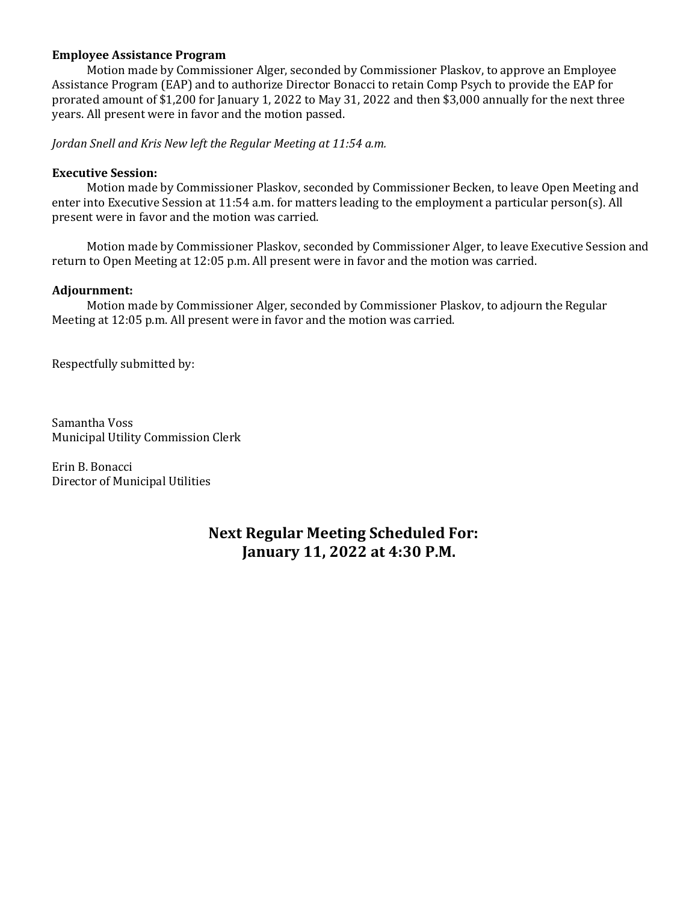**Employee Assistance Program**

Motion made by Commissioner Alger, seconded by Commissioner Plaskov, to approve an Employee Assistance Program (EAP) and to authorize Director Bonacci to retain Comp Psych to provide the EAP for prorated amount of $1,200 for January 1, 2022 to May 31, 2022 and then $3,000 annually for the next three years. All present were in favor and the motion passed.

*Jordan Snell and Kris New left the Regular Meeting at 11:54 a.m.*

**Executive Session:**

Motion made by Commissioner Plaskov, seconded by Commissioner Becken, to leave Open Meeting and enter into Executive Session at 11:54 a.m. for matters leading to the employment a particular person(s). All present were in favor and the motion was carried.

Motion made by Commissioner Plaskov, seconded by Commissioner Alger, to leave Executive Session and return to Open Meeting at 12:05 p.m. All present were in favor and the motion was carried.

**Adjournment:**

Motion made by Commissioner Alger, seconded by Commissioner Plaskov, to adjourn the Regular Meeting at 12:05 p.m. All present were in favor and the motion was carried.

Respectfully submitted by:

Samantha Voss
Municipal Utility Commission Clerk

Erin B. Bonacci
Director of Municipal Utilities

**Next Regular Meeting Scheduled For:**
**January 11, 2022 at 4:30 P.M.**